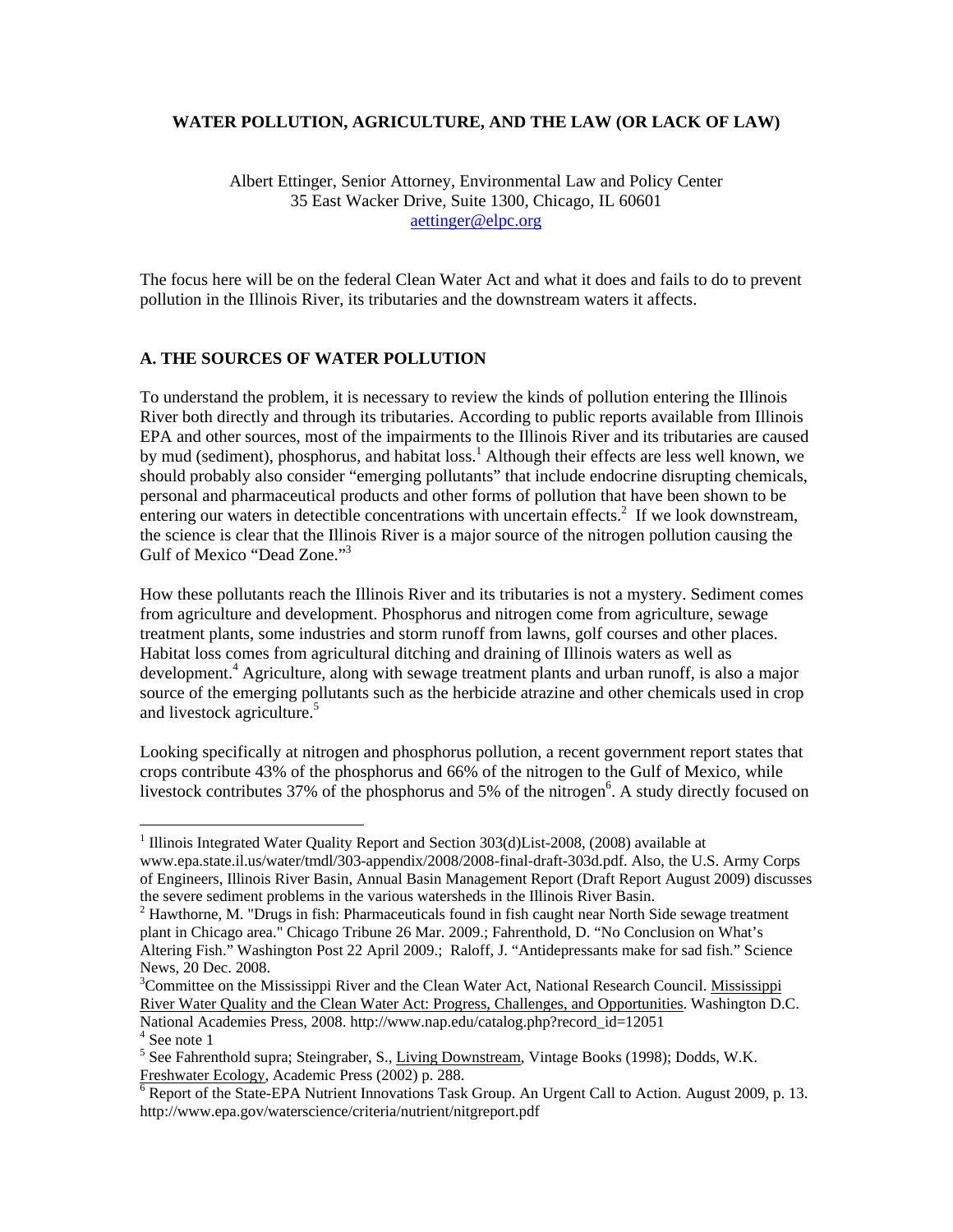**WATER POLLUTION, AGRICULTURE, AND THE LAW (OR LACK OF LAW)**

Albert Ettinger, Senior Attorney, Environmental Law and Policy Center
35 East Wacker Drive, Suite 1300, Chicago, IL 60601
aettinger@elpc.org

The focus here will be on the federal Clean Water Act and what it does and fails to do to prevent pollution in the Illinois River, its tributaries and the downstream waters it affects.

## A. THE SOURCES OF WATER POLLUTION

To understand the problem, it is necessary to review the kinds of pollution entering the Illinois River both directly and through its tributaries. According to public reports available from Illinois EPA and other sources, most of the impairments to the Illinois River and its tributaries are caused by mud (sediment), phosphorus, and habitat loss.[1] Although their effects are less well known, we should probably also consider "emerging pollutants" that include endocrine disrupting chemicals, personal and pharmaceutical products and other forms of pollution that have been shown to be entering our waters in detectible concentrations with uncertain effects.[2] If we look downstream, the science is clear that the Illinois River is a major source of the nitrogen pollution causing the Gulf of Mexico "Dead Zone."[3]

How these pollutants reach the Illinois River and its tributaries is not a mystery. Sediment comes from agriculture and development. Phosphorus and nitrogen come from agriculture, sewage treatment plants, some industries and storm runoff from lawns, golf courses and other places. Habitat loss comes from agricultural ditching and draining of Illinois waters as well as development.[4] Agriculture, along with sewage treatment plants and urban runoff, is also a major source of the emerging pollutants such as the herbicide atrazine and other chemicals used in crop and livestock agriculture.[5]

Looking specifically at nitrogen and phosphorus pollution, a recent government report states that crops contribute 43% of the phosphorus and 66% of the nitrogen to the Gulf of Mexico, while livestock contributes 37% of the phosphorus and 5% of the nitrogen[6]. A study directly focused on

---

[1] Illinois Integrated Water Quality Report and Section 303(d)List-2008, (2008) available at www.epa.state.il.us/water/tmdl/303-appendix/2008/2008-final-draft-303d.pdf. Also, the U.S. Army Corps of Engineers, Illinois River Basin, Annual Basin Management Report (Draft Report August 2009) discusses the severe sediment problems in the various watersheds in the Illinois River Basin.

[2] Hawthorne, M. "Drugs in fish: Pharmaceuticals found in fish caught near North Side sewage treatment plant in Chicago area." Chicago Tribune 26 Mar. 2009.; Fahrenthold, D. "No Conclusion on What's Altering Fish." Washington Post 22 April 2009.; Raloff, J. "Antidepressants make for sad fish." Science News, 20 Dec. 2008.

[3] Committee on the Mississippi River and the Clean Water Act, National Research Council. Mississippi River Water Quality and the Clean Water Act: Progress, Challenges, and Opportunities. Washington D.C. National Academies Press, 2008. http://www.nap.edu/catalog.php?record_id=12051

[4] See note 1

[5] See Fahrenthold supra; Steingraber, S., Living Downstream, Vintage Books (1998); Dodds, W.K. Freshwater Ecology, Academic Press (2002) p. 288.

[6] Report of the State-EPA Nutrient Innovations Task Group. An Urgent Call to Action. August 2009, p. 13. http://www.epa.gov/waterscience/criteria/nutrient/nitgreport.pdf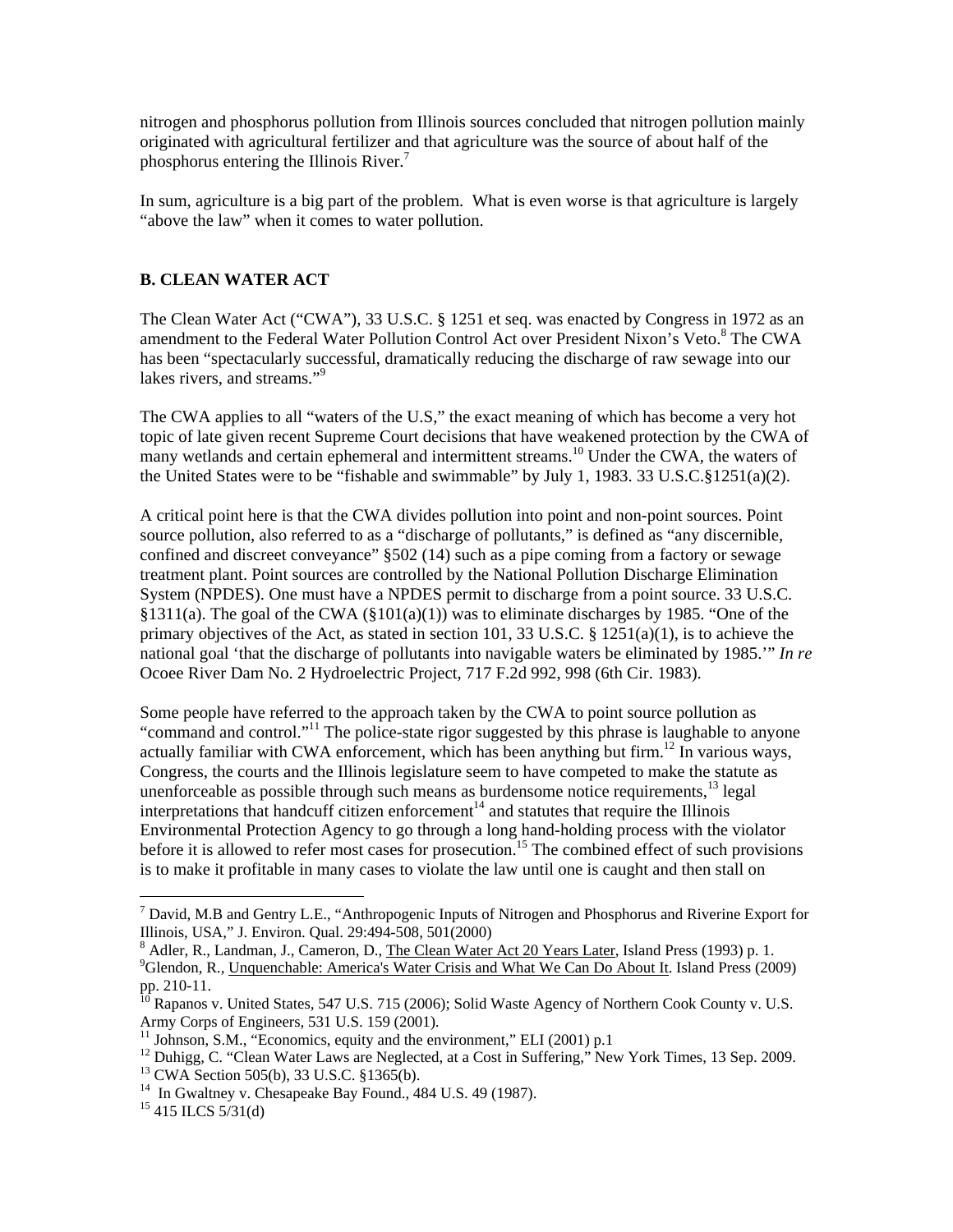nitrogen and phosphorus pollution from Illinois sources concluded that nitrogen pollution mainly originated with agricultural fertilizer and that agriculture was the source of about half of the phosphorus entering the Illinois River.[7]

In sum, agriculture is a big part of the problem. What is even worse is that agriculture is largely "above the law" when it comes to water pollution.

## B. CLEAN WATER ACT

The Clean Water Act ("CWA"), 33 U.S.C. § 1251 et seq. was enacted by Congress in 1972 as an amendment to the Federal Water Pollution Control Act over President Nixon's Veto.[8] The CWA has been "spectacularly successful, dramatically reducing the discharge of raw sewage into our lakes rivers, and streams."[9]

The CWA applies to all "waters of the U.S," the exact meaning of which has become a very hot topic of late given recent Supreme Court decisions that have weakened protection by the CWA of many wetlands and certain ephemeral and intermittent streams.[10] Under the CWA, the waters of the United States were to be "fishable and swimmable" by July 1, 1983. 33 U.S.C.§1251(a)(2).

A critical point here is that the CWA divides pollution into point and non-point sources. Point source pollution, also referred to as a "discharge of pollutants," is defined as "any discernible, confined and discreet conveyance" §502 (14) such as a pipe coming from a factory or sewage treatment plant. Point sources are controlled by the National Pollution Discharge Elimination System (NPDES). One must have a NPDES permit to discharge from a point source. 33 U.S.C. §1311(a). The goal of the CWA (§101(a)(1)) was to eliminate discharges by 1985. "One of the primary objectives of the Act, as stated in section 101, 33 U.S.C. § 1251(a)(1), is to achieve the national goal 'that the discharge of pollutants into navigable waters be eliminated by 1985.'" *In re* Ocoee River Dam No. 2 Hydroelectric Project, 717 F.2d 992, 998 (6th Cir. 1983).

Some people have referred to the approach taken by the CWA to point source pollution as "command and control."[11] The police-state rigor suggested by this phrase is laughable to anyone actually familiar with CWA enforcement, which has been anything but firm.[12] In various ways, Congress, the courts and the Illinois legislature seem to have competed to make the statute as unenforceable as possible through such means as burdensome notice requirements,[13] legal interpretations that handcuff citizen enforcement[14] and statutes that require the Illinois Environmental Protection Agency to go through a long hand-holding process with the violator before it is allowed to refer most cases for prosecution.[15] The combined effect of such provisions is to make it profitable in many cases to violate the law until one is caught and then stall on

---

[7] David, M.B and Gentry L.E., "Anthropogenic Inputs of Nitrogen and Phosphorus and Riverine Export for Illinois, USA," J. Environ. Qual. 29:494-508, 501(2000)

[8] Adler, R., Landman, J., Cameron, D., The Clean Water Act 20 Years Later, Island Press (1993) p. 1.

[9] Glendon, R., Unquenchable: America's Water Crisis and What We Can Do About It. Island Press (2009) pp. 210-11.

[10] Rapanos v. United States, 547 U.S. 715 (2006); Solid Waste Agency of Northern Cook County v. U.S. Army Corps of Engineers, 531 U.S. 159 (2001).

[11] Johnson, S.M., "Economics, equity and the environment," ELI (2001) p.1

[12] Duhigg, C. "Clean Water Laws are Neglected, at a Cost in Suffering," New York Times, 13 Sep. 2009.

[13] CWA Section 505(b), 33 U.S.C. §1365(b).

[14] In Gwaltney v. Chesapeake Bay Found., 484 U.S. 49 (1987).

[15] 415 ILCS 5/31(d)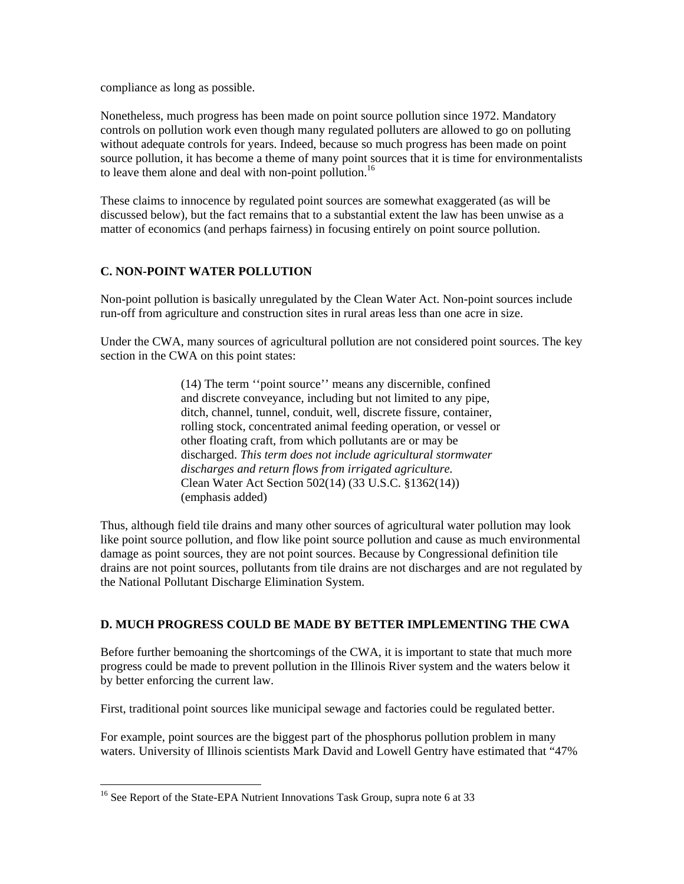compliance as long as possible.

Nonetheless, much progress has been made on point source pollution since 1972. Mandatory controls on pollution work even though many regulated polluters are allowed to go on polluting without adequate controls for years. Indeed, because so much progress has been made on point source pollution, it has become a theme of many point sources that it is time for environmentalists to leave them alone and deal with non-point pollution.[16]

These claims to innocence by regulated point sources are somewhat exaggerated (as will be discussed below), but the fact remains that to a substantial extent the law has been unwise as a matter of economics (and perhaps fairness) in focusing entirely on point source pollution.

## C. NON-POINT WATER POLLUTION

Non-point pollution is basically unregulated by the Clean Water Act. Non-point sources include run-off from agriculture and construction sites in rural areas less than one acre in size.

Under the CWA, many sources of agricultural pollution are not considered point sources. The key section in the CWA on this point states:

> (14) The term ''point source'' means any discernible, confined and discrete conveyance, including but not limited to any pipe, ditch, channel, tunnel, conduit, well, discrete fissure, container, rolling stock, concentrated animal feeding operation, or vessel or other floating craft, from which pollutants are or may be discharged. *This term does not include agricultural stormwater discharges and return flows from irrigated agriculture.* Clean Water Act Section 502(14) (33 U.S.C. §1362(14)) (emphasis added)

Thus, although field tile drains and many other sources of agricultural water pollution may look like point source pollution, and flow like point source pollution and cause as much environmental damage as point sources, they are not point sources. Because by Congressional definition tile drains are not point sources, pollutants from tile drains are not discharges and are not regulated by the National Pollutant Discharge Elimination System.

## D. MUCH PROGRESS COULD BE MADE BY BETTER IMPLEMENTING THE CWA

Before further bemoaning the shortcomings of the CWA, it is important to state that much more progress could be made to prevent pollution in the Illinois River system and the waters below it by better enforcing the current law.

First, traditional point sources like municipal sewage and factories could be regulated better.

For example, point sources are the biggest part of the phosphorus pollution problem in many waters. University of Illinois scientists Mark David and Lowell Gentry have estimated that "47%

---

[16] See Report of the State-EPA Nutrient Innovations Task Group, supra note 6 at 33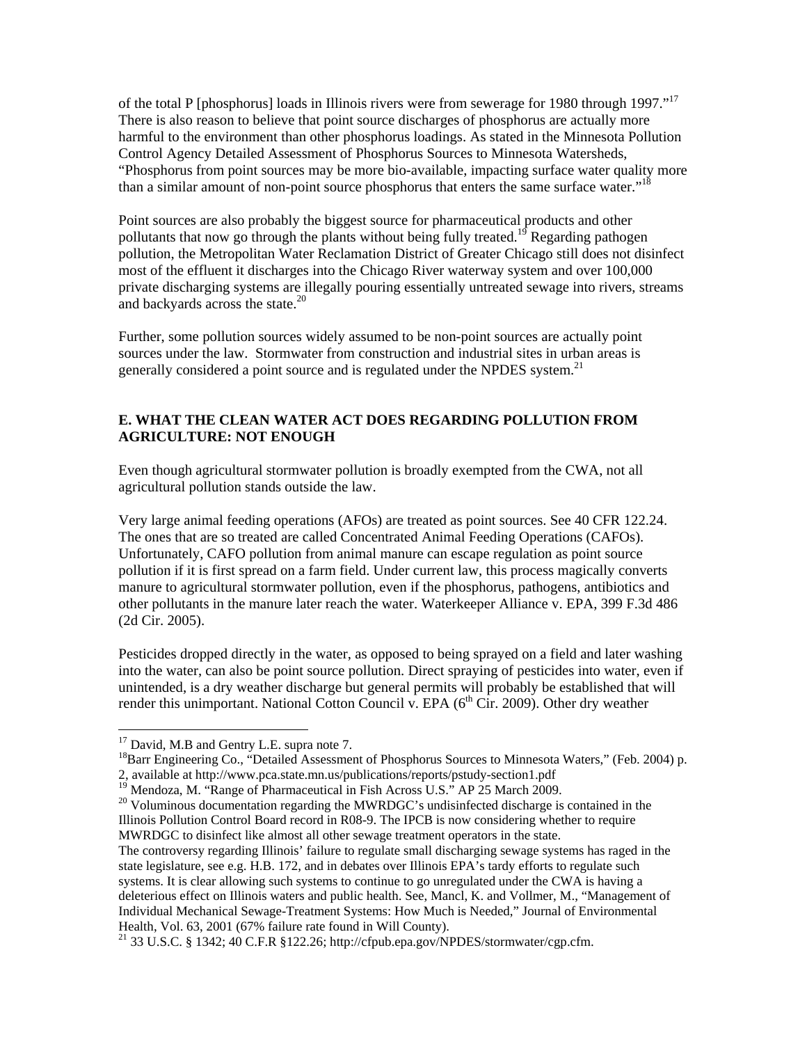of the total P [phosphorus] loads in Illinois rivers were from sewerage for 1980 through 1997."[17] There is also reason to believe that point source discharges of phosphorus are actually more harmful to the environment than other phosphorus loadings. As stated in the Minnesota Pollution Control Agency Detailed Assessment of Phosphorus Sources to Minnesota Watersheds, "Phosphorus from point sources may be more bio-available, impacting surface water quality more than a similar amount of non-point source phosphorus that enters the same surface water."[18]

Point sources are also probably the biggest source for pharmaceutical products and other pollutants that now go through the plants without being fully treated.[19] Regarding pathogen pollution, the Metropolitan Water Reclamation District of Greater Chicago still does not disinfect most of the effluent it discharges into the Chicago River waterway system and over 100,000 private discharging systems are illegally pouring essentially untreated sewage into rivers, streams and backyards across the state.[20]

Further, some pollution sources widely assumed to be non-point sources are actually point sources under the law. Stormwater from construction and industrial sites in urban areas is generally considered a point source and is regulated under the NPDES system.[21]

## E. WHAT THE CLEAN WATER ACT DOES REGARDING POLLUTION FROM AGRICULTURE: NOT ENOUGH

Even though agricultural stormwater pollution is broadly exempted from the CWA, not all agricultural pollution stands outside the law.

Very large animal feeding operations (AFOs) are treated as point sources. See 40 CFR 122.24. The ones that are so treated are called Concentrated Animal Feeding Operations (CAFOs). Unfortunately, CAFO pollution from animal manure can escape regulation as point source pollution if it is first spread on a farm field. Under current law, this process magically converts manure to agricultural stormwater pollution, even if the phosphorus, pathogens, antibiotics and other pollutants in the manure later reach the water. Waterkeeper Alliance v. EPA, 399 F.3d 486 (2d Cir. 2005).

Pesticides dropped directly in the water, as opposed to being sprayed on a field and later washing into the water, can also be point source pollution. Direct spraying of pesticides into water, even if unintended, is a dry weather discharge but general permits will probably be established that will render this unimportant. National Cotton Council v. EPA (6th Cir. 2009). Other dry weather

---

[17] David, M.B and Gentry L.E. supra note 7.

[18] Barr Engineering Co., "Detailed Assessment of Phosphorus Sources to Minnesota Waters," (Feb. 2004) p. 2, available at http://www.pca.state.mn.us/publications/reports/pstudy-section1.pdf

[19] Mendoza, M. "Range of Pharmaceutical in Fish Across U.S." AP 25 March 2009.

[20] Voluminous documentation regarding the MWRDGC's undisinfected discharge is contained in the Illinois Pollution Control Board record in R08-9. The IPCB is now considering whether to require MWRDGC to disinfect like almost all other sewage treatment operators in the state.
The controversy regarding Illinois' failure to regulate small discharging sewage systems has raged in the state legislature, see e.g. H.B. 172, and in debates over Illinois EPA's tardy efforts to regulate such systems. It is clear allowing such systems to continue to go unregulated under the CWA is having a deleterious effect on Illinois waters and public health. See, Mancl, K. and Vollmer, M., "Management of Individual Mechanical Sewage-Treatment Systems: How Much is Needed," Journal of Environmental Health, Vol. 63, 2001 (67% failure rate found in Will County).

[21] 33 U.S.C. § 1342; 40 C.F.R §122.26; http://cfpub.epa.gov/NPDES/stormwater/cgp.cfm.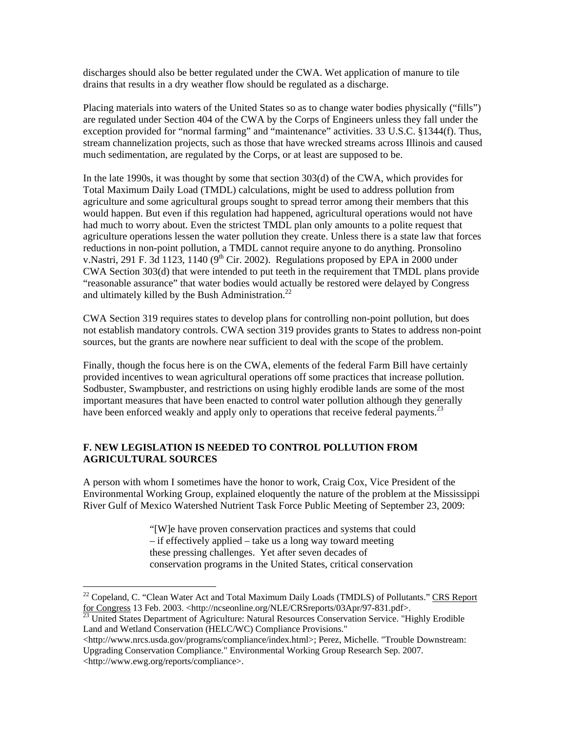discharges should also be better regulated under the CWA. Wet application of manure to tile drains that results in a dry weather flow should be regulated as a discharge.

Placing materials into waters of the United States so as to change water bodies physically ("fills") are regulated under Section 404 of the CWA by the Corps of Engineers unless they fall under the exception provided for "normal farming" and "maintenance" activities. 33 U.S.C. §1344(f). Thus, stream channelization projects, such as those that have wrecked streams across Illinois and caused much sedimentation, are regulated by the Corps, or at least are supposed to be.

In the late 1990s, it was thought by some that section 303(d) of the CWA, which provides for Total Maximum Daily Load (TMDL) calculations, might be used to address pollution from agriculture and some agricultural groups sought to spread terror among their members that this would happen. But even if this regulation had happened, agricultural operations would not have had much to worry about. Even the strictest TMDL plan only amounts to a polite request that agriculture operations lessen the water pollution they create. Unless there is a state law that forces reductions in non-point pollution, a TMDL cannot require anyone to do anything. Pronsolino v.Nastri, 291 F. 3d 1123, 1140 (9th Cir. 2002). Regulations proposed by EPA in 2000 under CWA Section 303(d) that were intended to put teeth in the requirement that TMDL plans provide "reasonable assurance" that water bodies would actually be restored were delayed by Congress and ultimately killed by the Bush Administration.[22]

CWA Section 319 requires states to develop plans for controlling non-point pollution, but does not establish mandatory controls. CWA section 319 provides grants to States to address non-point sources, but the grants are nowhere near sufficient to deal with the scope of the problem.

Finally, though the focus here is on the CWA, elements of the federal Farm Bill have certainly provided incentives to wean agricultural operations off some practices that increase pollution. Sodbuster, Swampbuster, and restrictions on using highly erodible lands are some of the most important measures that have been enacted to control water pollution although they generally have been enforced weakly and apply only to operations that receive federal payments.[23]

### F. NEW LEGISLATION IS NEEDED TO CONTROL POLLUTION FROM AGRICULTURAL SOURCES

A person with whom I sometimes have the honor to work, Craig Cox, Vice President of the Environmental Working Group, explained eloquently the nature of the problem at the Mississippi River Gulf of Mexico Watershed Nutrient Task Force Public Meeting of September 23, 2009:

> "[W]e have proven conservation practices and systems that could – if effectively applied – take us a long way toward meeting these pressing challenges. Yet after seven decades of conservation programs in the United States, critical conservation

---

[22] Copeland, C. "Clean Water Act and Total Maximum Daily Loads (TMDLS) of Pollutants." CRS Report for Congress 13 Feb. 2003. <http://ncseonline.org/NLE/CRSreports/03Apr/97-831.pdf>.

[23] United States Department of Agriculture: Natural Resources Conservation Service. "Highly Erodible Land and Wetland Conservation (HELC/WC) Compliance Provisions." <http://www.nrcs.usda.gov/programs/compliance/index.html>; Perez, Michelle. "Trouble Downstream: Upgrading Conservation Compliance." Environmental Working Group Research Sep. 2007. <http://www.ewg.org/reports/compliance>.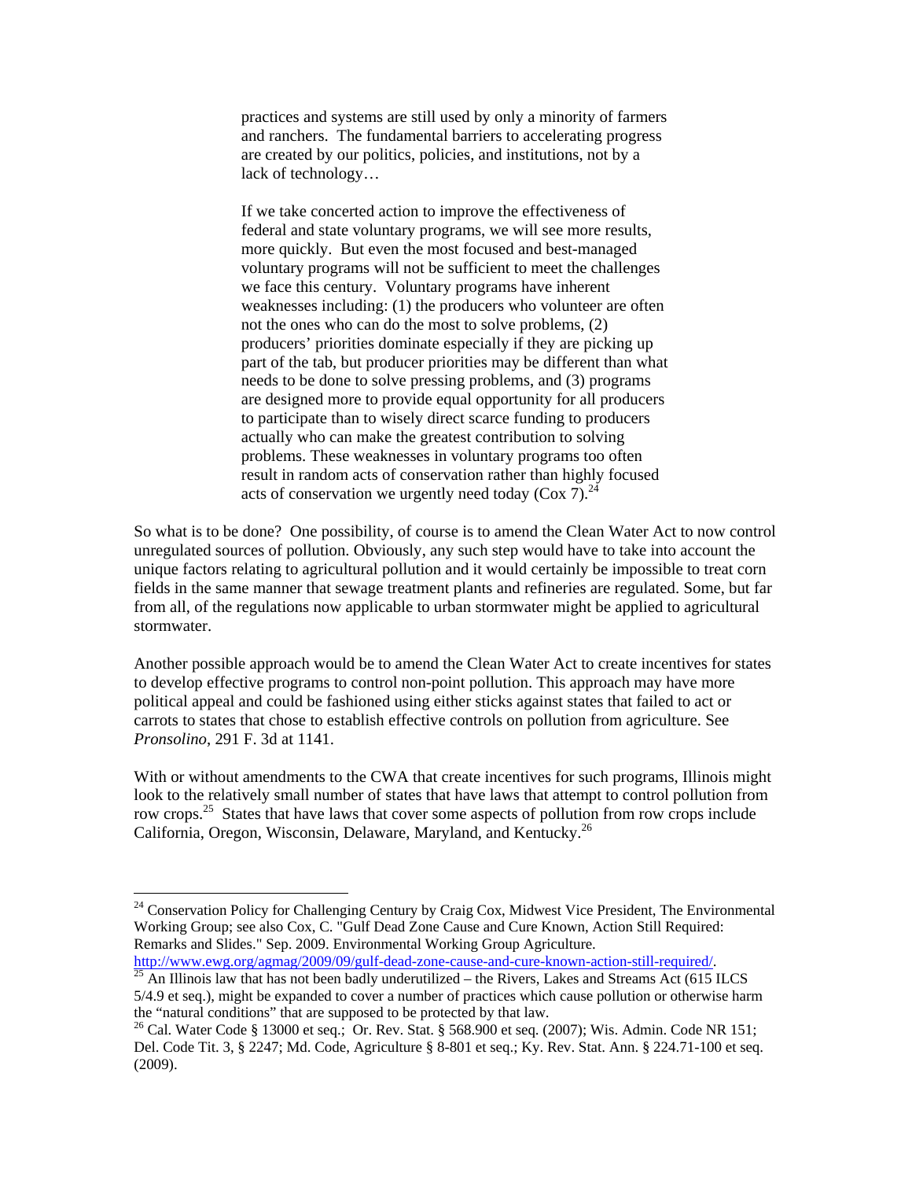> practices and systems are still used by only a minority of farmers and ranchers. The fundamental barriers to accelerating progress are created by our politics, policies, and institutions, not by a lack of technology…
>
> If we take concerted action to improve the effectiveness of federal and state voluntary programs, we will see more results, more quickly. But even the most focused and best-managed voluntary programs will not be sufficient to meet the challenges we face this century. Voluntary programs have inherent weaknesses including: (1) the producers who volunteer are often not the ones who can do the most to solve problems, (2) producers' priorities dominate especially if they are picking up part of the tab, but producer priorities may be different than what needs to be done to solve pressing problems, and (3) programs are designed more to provide equal opportunity for all producers to participate than to wisely direct scarce funding to producers actually who can make the greatest contribution to solving problems. These weaknesses in voluntary programs too often result in random acts of conservation rather than highly focused acts of conservation we urgently need today (Cox 7).[24]

So what is to be done? One possibility, of course is to amend the Clean Water Act to now control unregulated sources of pollution. Obviously, any such step would have to take into account the unique factors relating to agricultural pollution and it would certainly be impossible to treat corn fields in the same manner that sewage treatment plants and refineries are regulated. Some, but far from all, of the regulations now applicable to urban stormwater might be applied to agricultural stormwater.

Another possible approach would be to amend the Clean Water Act to create incentives for states to develop effective programs to control non-point pollution. This approach may have more political appeal and could be fashioned using either sticks against states that failed to act or carrots to states that chose to establish effective controls on pollution from agriculture. See *Pronsolino*, 291 F. 3d at 1141.

With or without amendments to the CWA that create incentives for such programs, Illinois might look to the relatively small number of states that have laws that attempt to control pollution from row crops.[25] States that have laws that cover some aspects of pollution from row crops include California, Oregon, Wisconsin, Delaware, Maryland, and Kentucky.[26]

---

[24] Conservation Policy for Challenging Century by Craig Cox, Midwest Vice President, The Environmental Working Group; see also Cox, C. "Gulf Dead Zone Cause and Cure Known, Action Still Required: Remarks and Slides." Sep. 2009. Environmental Working Group Agriculture. http://www.ewg.org/agmag/2009/09/gulf-dead-zone-cause-and-cure-known-action-still-required/.

[25] An Illinois law that has not been badly underutilized – the Rivers, Lakes and Streams Act (615 ILCS 5/4.9 et seq.), might be expanded to cover a number of practices which cause pollution or otherwise harm the "natural conditions" that are supposed to be protected by that law.

[26] Cal. Water Code § 13000 et seq.; Or. Rev. Stat. § 568.900 et seq. (2007); Wis. Admin. Code NR 151; Del. Code Tit. 3, § 2247; Md. Code, Agriculture § 8-801 et seq.; Ky. Rev. Stat. Ann. § 224.71-100 et seq. (2009).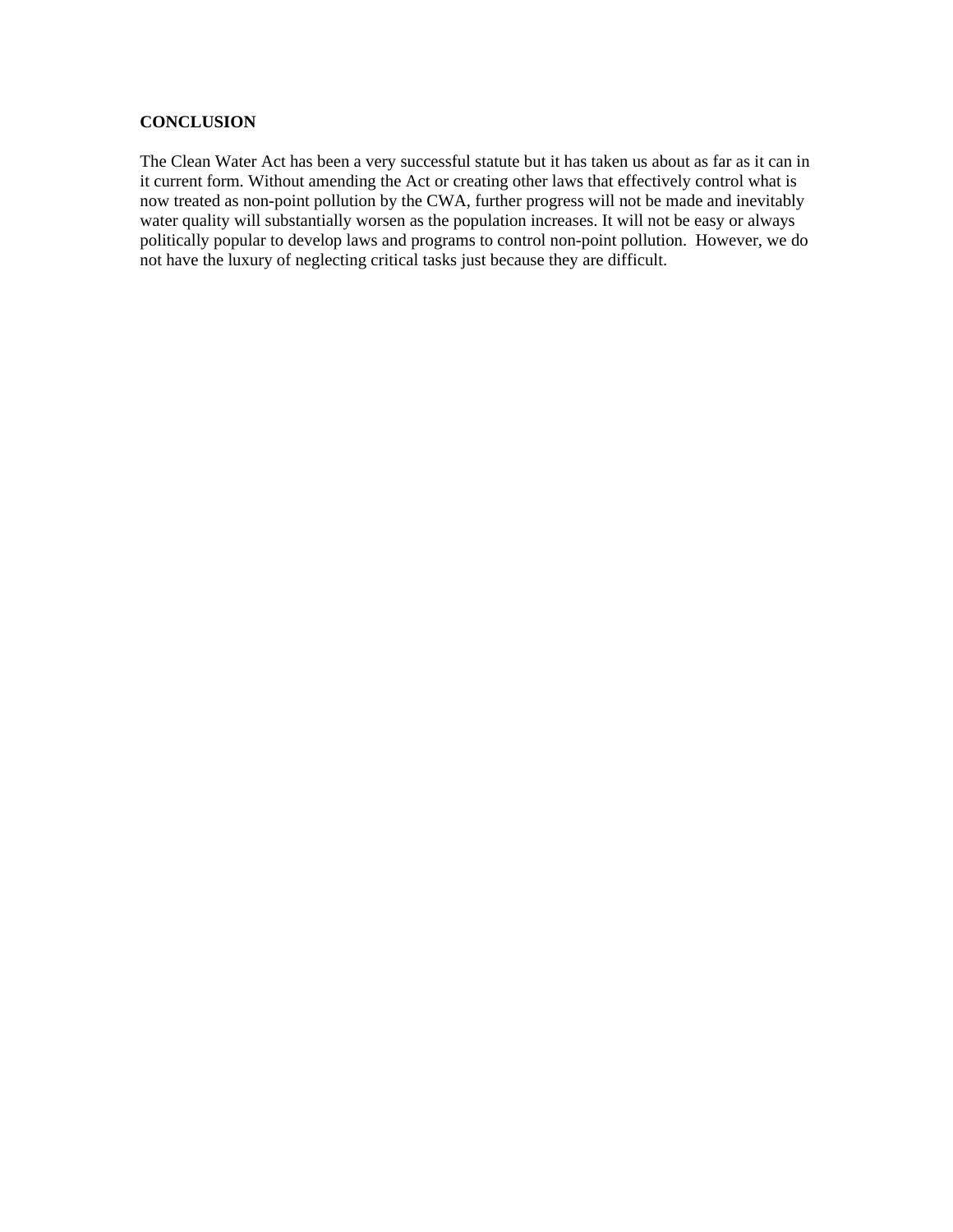## CONCLUSION

The Clean Water Act has been a very successful statute but it has taken us about as far as it can in it current form. Without amending the Act or creating other laws that effectively control what is now treated as non-point pollution by the CWA, further progress will not be made and inevitably water quality will substantially worsen as the population increases. It will not be easy or always politically popular to develop laws and programs to control non-point pollution. However, we do not have the luxury of neglecting critical tasks just because they are difficult.